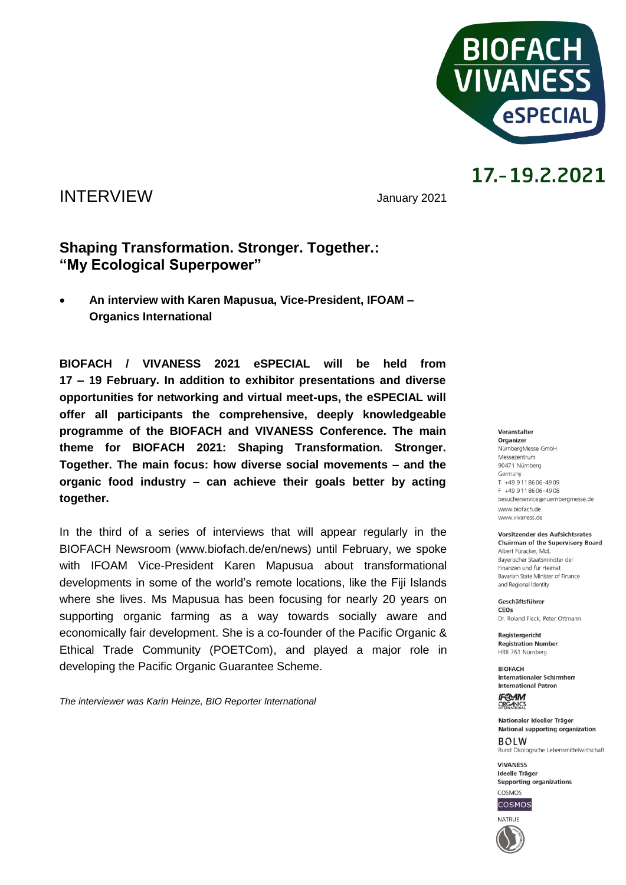# INTERVIEW

January 2021

17.-19.2.2021

## Shaping Transformation. Stronger. Together.: "My Ecological Superpower"

- **An interview with Karen Mapusua, Vice-President, IFOAM – Organics International**

**BIOFACH / VIVANESS 2021 eSPECIAL will be held from 17 – 19 February. In addition to exhibitor presentations and diverse opportunities for networking and virtual meet-ups, the eSPECIAL will offer all participants the comprehensive, deeply knowledgeable programme of the BIOFACH and VIVANESS Conference. The main theme for BIOFACH 2021: Shaping Transformation. Stronger. Together. The main focus: how diverse social movements – and the organic food industry – can achieve their goals better by acting together.**

In the third of a series of interviews that will appear regularly in the BIOFACH Newsroom (www.biofach.de/en/news) until February, we spoke with IFOAM Vice-President Karen Mapusua about transformational developments in some of the world's remote locations, like the Fiji Islands where she lives. Ms Mapusua has been focusing for nearly 20 years on supporting organic farming as a way towards socially aware and economically fair development. She is a co-founder of the Pacific Organic & Ethical Trade Community (POETCom), and played a major role in developing the Pacific Organic Guarantee Scheme.

*The interviewer was Karin Heinze, BIO Reporter International*

**Veranstalter**
**Organizer**
NürnbergMesse GmbH
Messezentrum
90471 Nürnberg
Germany
T +49 9 11 86 06-49 09
F +49 9 11 86 06-49 08
besucherservice@nuernbergmesse.de
www.biofach.de
www.vivaness.de

**Vorsitzender des Aufsichtsrates**
**Chairman of the Supervisory Board**
Albert Füracker, MdL
Bayerischer Staatsminister der Finanzen und für Heimat
Bavarian State Minister of Finance and Regional Identity

**Geschäftsführer**
**CEOs**
Dr. Roland Fleck, Peter Ottmann

**Registergericht**
**Registration Number**
HRB 761 Nürnberg

**BIOFACH**
**Internationaler Schirmherr**
**International Patron**
IFOAM Organics International

**Nationaler Ideeller Träger**
**National supporting organization**
BÖLW
Bund Ökologische Lebensmittelwirtschaft

**VIVANESS**
**Ideelle Träger**
**Supporting organizations**
COSMOS
NATRUE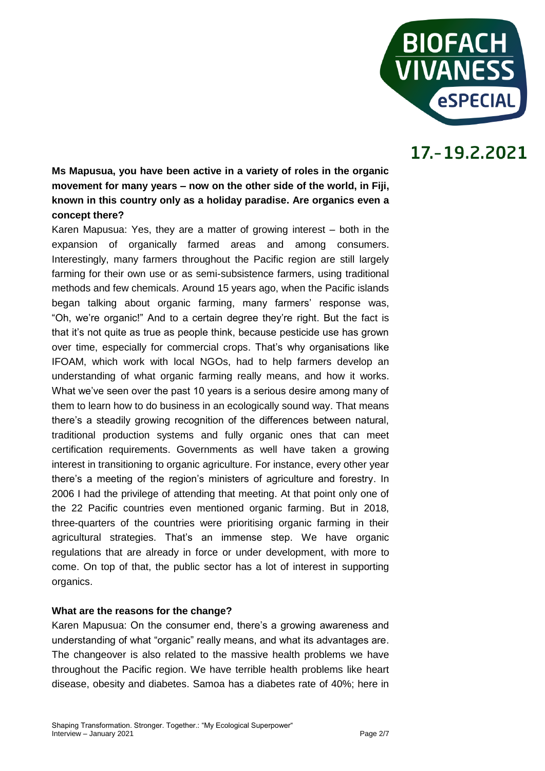**Ms Mapusua, you have been active in a variety of roles in the organic movement for many years – now on the other side of the world, in Fiji, known in this country only as a holiday paradise. Are organics even a concept there?**

Karen Mapusua: Yes, they are a matter of growing interest – both in the expansion of organically farmed areas and among consumers. Interestingly, many farmers throughout the Pacific region are still largely farming for their own use or as semi-subsistence farmers, using traditional methods and few chemicals. Around 15 years ago, when the Pacific islands began talking about organic farming, many farmers' response was, "Oh, we're organic!" And to a certain degree they're right. But the fact is that it's not quite as true as people think, because pesticide use has grown over time, especially for commercial crops. That's why organisations like IFOAM, which work with local NGOs, had to help farmers develop an understanding of what organic farming really means, and how it works. What we've seen over the past 10 years is a serious desire among many of them to learn how to do business in an ecologically sound way. That means there's a steadily growing recognition of the differences between natural, traditional production systems and fully organic ones that can meet certification requirements. Governments as well have taken a growing interest in transitioning to organic agriculture. For instance, every other year there's a meeting of the region's ministers of agriculture and forestry. In 2006 I had the privilege of attending that meeting. At that point only one of the 22 Pacific countries even mentioned organic farming. But in 2018, three-quarters of the countries were prioritising organic farming in their agricultural strategies. That's an immense step. We have organic regulations that are already in force or under development, with more to come. On top of that, the public sector has a lot of interest in supporting organics.

**What are the reasons for the change?**

Karen Mapusua: On the consumer end, there's a growing awareness and understanding of what "organic" really means, and what its advantages are. The changeover is also related to the massive health problems we have throughout the Pacific region. We have terrible health problems like heart disease, obesity and diabetes. Samoa has a diabetes rate of 40%; here in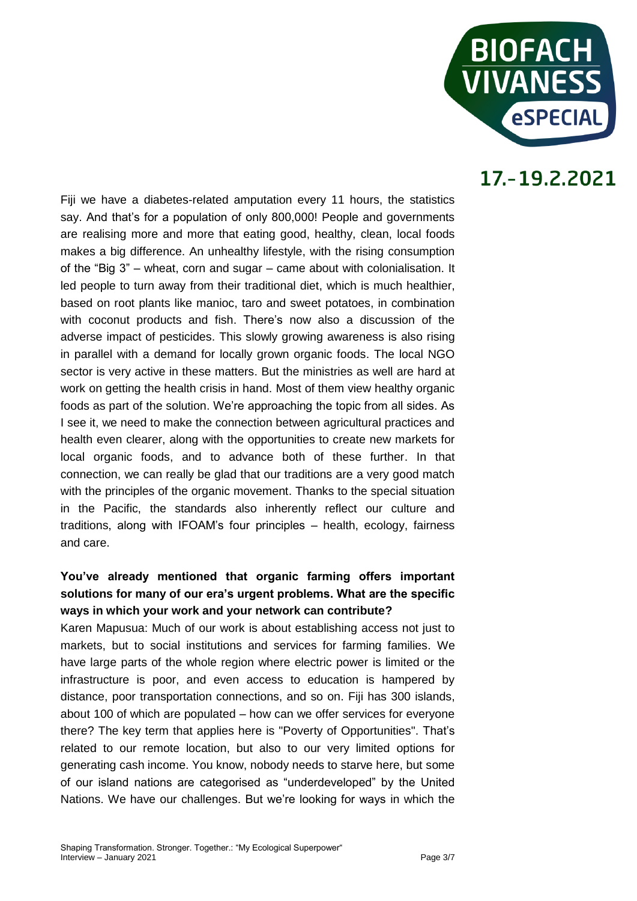Fiji we have a diabetes-related amputation every 11 hours, the statistics say. And that's for a population of only 800,000! People and governments are realising more and more that eating good, healthy, clean, local foods makes a big difference. An unhealthy lifestyle, with the rising consumption of the "Big 3" – wheat, corn and sugar – came about with colonialisation. It led people to turn away from their traditional diet, which is much healthier, based on root plants like manioc, taro and sweet potatoes, in combination with coconut products and fish. There's now also a discussion of the adverse impact of pesticides. This slowly growing awareness is also rising in parallel with a demand for locally grown organic foods. The local NGO sector is very active in these matters. But the ministries as well are hard at work on getting the health crisis in hand. Most of them view healthy organic foods as part of the solution. We're approaching the topic from all sides. As I see it, we need to make the connection between agricultural practices and health even clearer, along with the opportunities to create new markets for local organic foods, and to advance both of these further. In that connection, we can really be glad that our traditions are a very good match with the principles of the organic movement. Thanks to the special situation in the Pacific, the standards also inherently reflect our culture and traditions, along with IFOAM's four principles – health, ecology, fairness and care.

**You've already mentioned that organic farming offers important solutions for many of our era's urgent problems. What are the specific ways in which your work and your network can contribute?**

Karen Mapusua: Much of our work is about establishing access not just to markets, but to social institutions and services for farming families. We have large parts of the whole region where electric power is limited or the infrastructure is poor, and even access to education is hampered by distance, poor transportation connections, and so on. Fiji has 300 islands, about 100 of which are populated – how can we offer services for everyone there? The key term that applies here is "Poverty of Opportunities". That's related to our remote location, but also to our very limited options for generating cash income. You know, nobody needs to starve here, but some of our island nations are categorised as "underdeveloped" by the United Nations. We have our challenges. But we're looking for ways in which the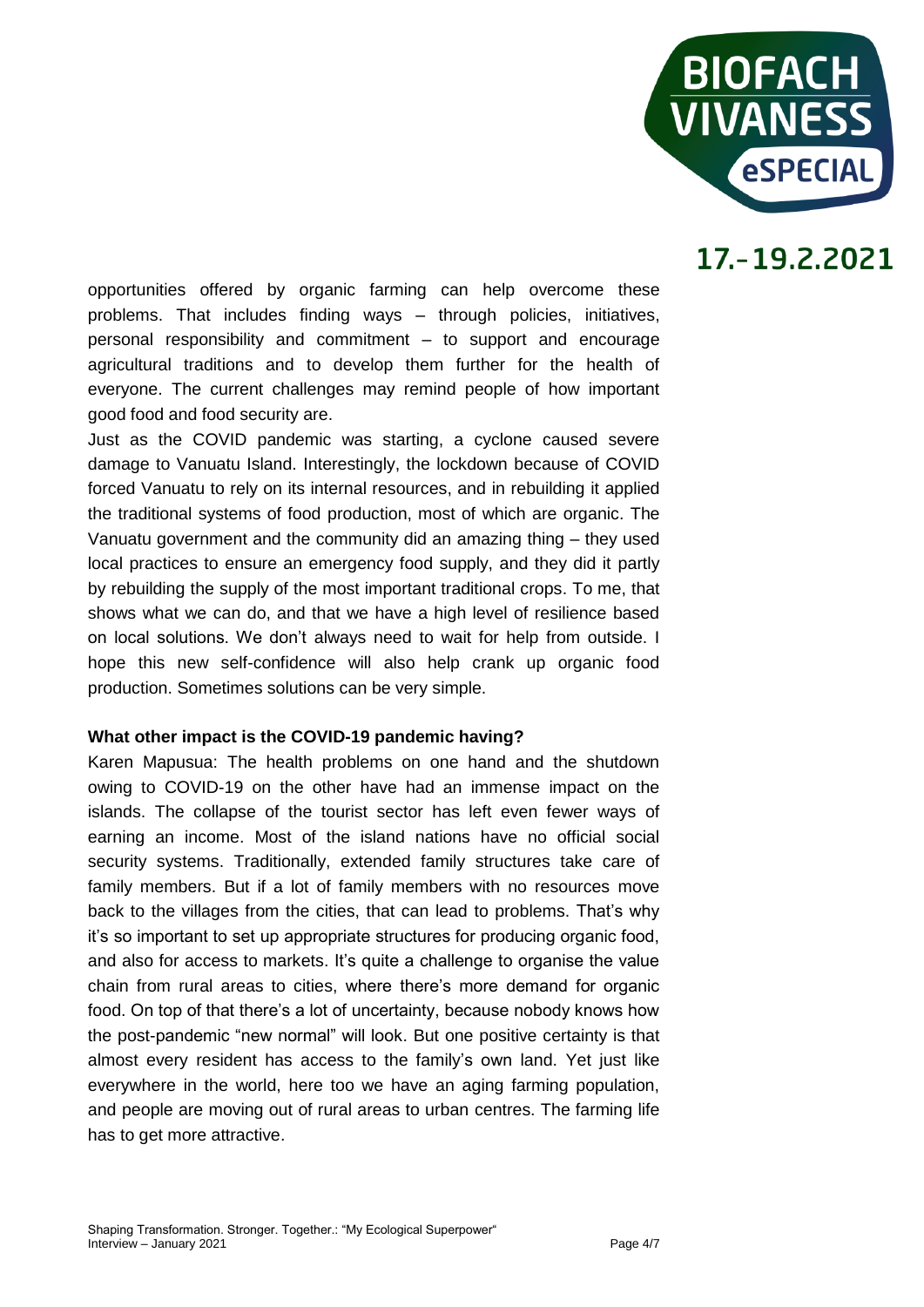opportunities offered by organic farming can help overcome these problems. That includes finding ways – through policies, initiatives, personal responsibility and commitment – to support and encourage agricultural traditions and to develop them further for the health of everyone. The current challenges may remind people of how important good food and food security are.

Just as the COVID pandemic was starting, a cyclone caused severe damage to Vanuatu Island. Interestingly, the lockdown because of COVID forced Vanuatu to rely on its internal resources, and in rebuilding it applied the traditional systems of food production, most of which are organic. The Vanuatu government and the community did an amazing thing – they used local practices to ensure an emergency food supply, and they did it partly by rebuilding the supply of the most important traditional crops. To me, that shows what we can do, and that we have a high level of resilience based on local solutions. We don't always need to wait for help from outside. I hope this new self-confidence will also help crank up organic food production. Sometimes solutions can be very simple.

**What other impact is the COVID-19 pandemic having?**

Karen Mapusua: The health problems on one hand and the shutdown owing to COVID-19 on the other have had an immense impact on the islands. The collapse of the tourist sector has left even fewer ways of earning an income. Most of the island nations have no official social security systems. Traditionally, extended family structures take care of family members. But if a lot of family members with no resources move back to the villages from the cities, that can lead to problems. That's why it's so important to set up appropriate structures for producing organic food, and also for access to markets. It's quite a challenge to organise the value chain from rural areas to cities, where there's more demand for organic food. On top of that there's a lot of uncertainty, because nobody knows how the post-pandemic "new normal" will look. But one positive certainty is that almost every resident has access to the family's own land. Yet just like everywhere in the world, here too we have an aging farming population, and people are moving out of rural areas to urban centres. The farming life has to get more attractive.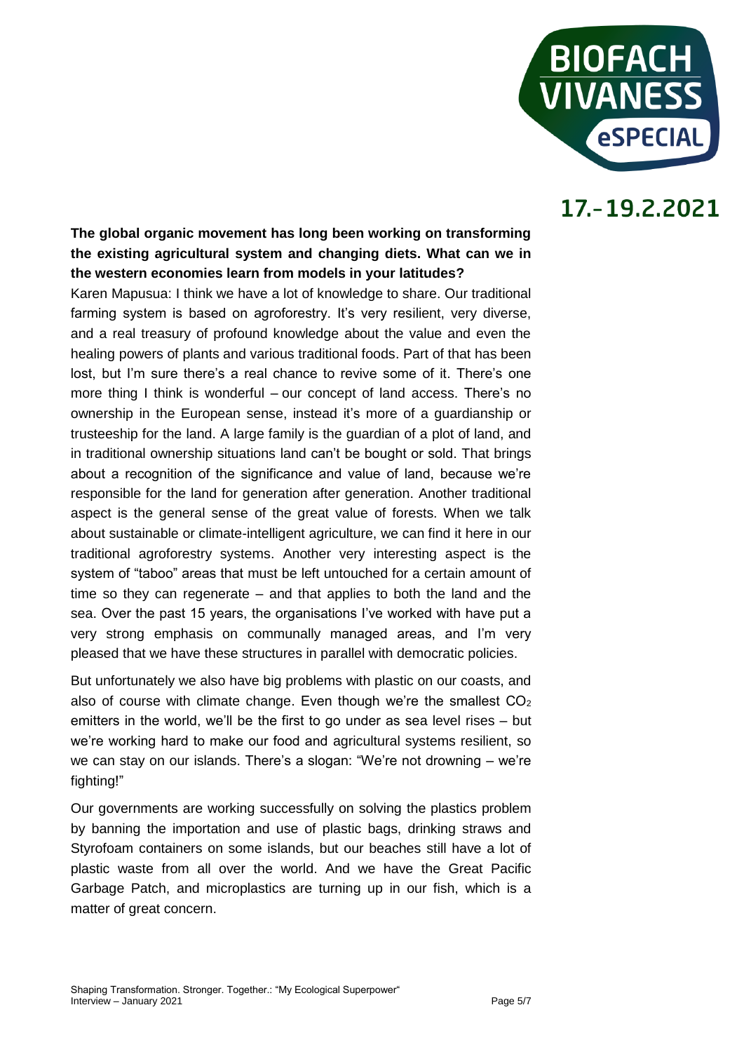**The global organic movement has long been working on transforming the existing agricultural system and changing diets. What can we in the western economies learn from models in your latitudes?**

Karen Mapusua: I think we have a lot of knowledge to share. Our traditional farming system is based on agroforestry. It's very resilient, very diverse, and a real treasury of profound knowledge about the value and even the healing powers of plants and various traditional foods. Part of that has been lost, but I'm sure there's a real chance to revive some of it. There's one more thing I think is wonderful – our concept of land access. There's no ownership in the European sense, instead it's more of a guardianship or trusteeship for the land. A large family is the guardian of a plot of land, and in traditional ownership situations land can't be bought or sold. That brings about a recognition of the significance and value of land, because we're responsible for the land for generation after generation. Another traditional aspect is the general sense of the great value of forests. When we talk about sustainable or climate-intelligent agriculture, we can find it here in our traditional agroforestry systems. Another very interesting aspect is the system of "taboo" areas that must be left untouched for a certain amount of time so they can regenerate – and that applies to both the land and the sea. Over the past 15 years, the organisations I've worked with have put a very strong emphasis on communally managed areas, and I'm very pleased that we have these structures in parallel with democratic policies.

But unfortunately we also have big problems with plastic on our coasts, and also of course with climate change. Even though we're the smallest $CO_2$ emitters in the world, we'll be the first to go under as sea level rises – but we're working hard to make our food and agricultural systems resilient, so we can stay on our islands. There's a slogan: "We're not drowning – we're fighting!"

Our governments are working successfully on solving the plastics problem by banning the importation and use of plastic bags, drinking straws and Styrofoam containers on some islands, but our beaches still have a lot of plastic waste from all over the world. And we have the Great Pacific Garbage Patch, and microplastics are turning up in our fish, which is a matter of great concern.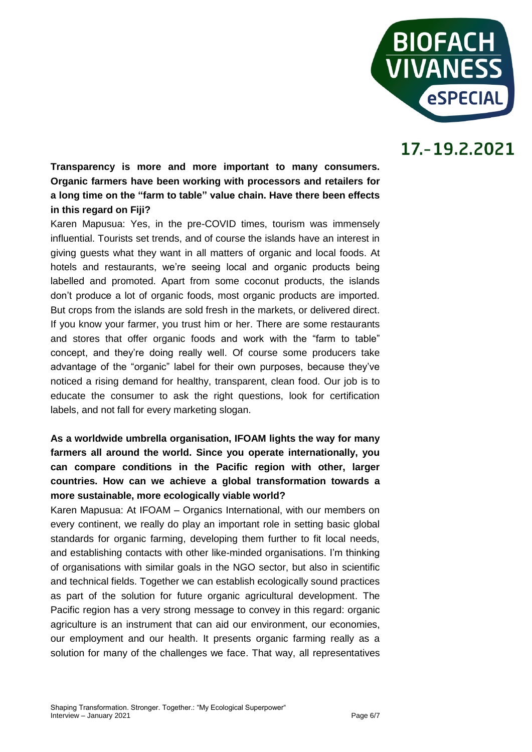**Transparency is more and more important to many consumers. Organic farmers have been working with processors and retailers for a long time on the "farm to table" value chain. Have there been effects in this regard on Fiji?**

Karen Mapusua: Yes, in the pre-COVID times, tourism was immensely influential. Tourists set trends, and of course the islands have an interest in giving guests what they want in all matters of organic and local foods. At hotels and restaurants, we're seeing local and organic products being labelled and promoted. Apart from some coconut products, the islands don't produce a lot of organic foods, most organic products are imported. But crops from the islands are sold fresh in the markets, or delivered direct. If you know your farmer, you trust him or her. There are some restaurants and stores that offer organic foods and work with the "farm to table" concept, and they're doing really well. Of course some producers take advantage of the "organic" label for their own purposes, because they've noticed a rising demand for healthy, transparent, clean food. Our job is to educate the consumer to ask the right questions, look for certification labels, and not fall for every marketing slogan.

**As a worldwide umbrella organisation, IFOAM lights the way for many farmers all around the world. Since you operate internationally, you can compare conditions in the Pacific region with other, larger countries. How can we achieve a global transformation towards a more sustainable, more ecologically viable world?**

Karen Mapusua: At IFOAM – Organics International, with our members on every continent, we really do play an important role in setting basic global standards for organic farming, developing them further to fit local needs, and establishing contacts with other like-minded organisations. I'm thinking of organisations with similar goals in the NGO sector, but also in scientific and technical fields. Together we can establish ecologically sound practices as part of the solution for future organic agricultural development. The Pacific region has a very strong message to convey in this regard: organic agriculture is an instrument that can aid our environment, our economies, our employment and our health. It presents organic farming really as a solution for many of the challenges we face. That way, all representatives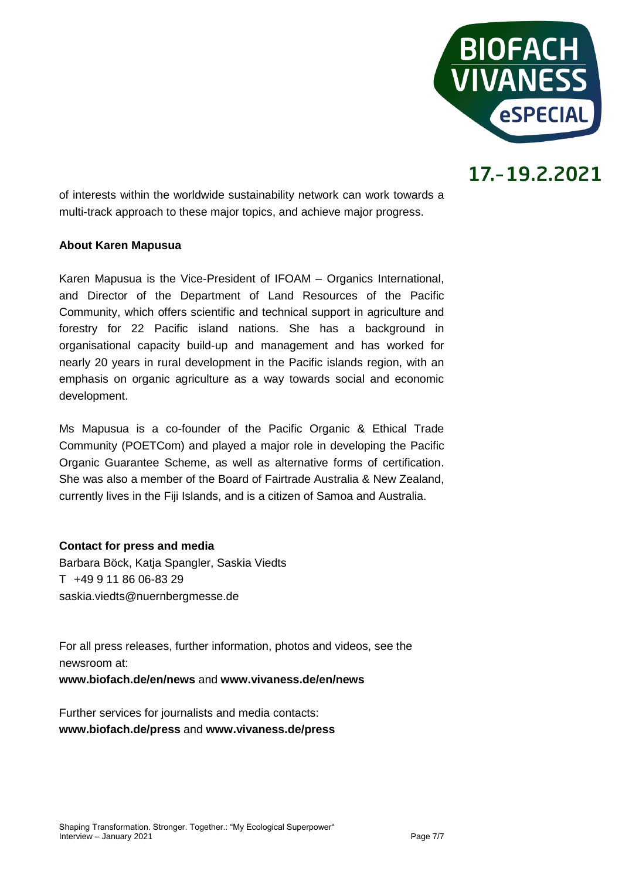of interests within the worldwide sustainability network can work towards a multi-track approach to these major topics, and achieve major progress.

**About Karen Mapusua**

Karen Mapusua is the Vice-President of IFOAM – Organics International, and Director of the Department of Land Resources of the Pacific Community, which offers scientific and technical support in agriculture and forestry for 22 Pacific island nations. She has a background in organisational capacity build-up and management and has worked for nearly 20 years in rural development in the Pacific islands region, with an emphasis on organic agriculture as a way towards social and economic development.

Ms Mapusua is a co-founder of the Pacific Organic & Ethical Trade Community (POETCom) and played a major role in developing the Pacific Organic Guarantee Scheme, as well as alternative forms of certification. She was also a member of the Board of Fairtrade Australia & New Zealand, currently lives in the Fiji Islands, and is a citizen of Samoa and Australia.

**Contact for press and media**
Barbara Böck, Katja Spangler, Saskia Viedts
T +49 9 11 86 06-83 29
saskia.viedts@nuernbergmesse.de

For all press releases, further information, photos and videos, see the newsroom at:
**www.biofach.de/en/news** and **www.vivaness.de/en/news**

Further services for journalists and media contacts:
**www.biofach.de/press** and **www.vivaness.de/press**